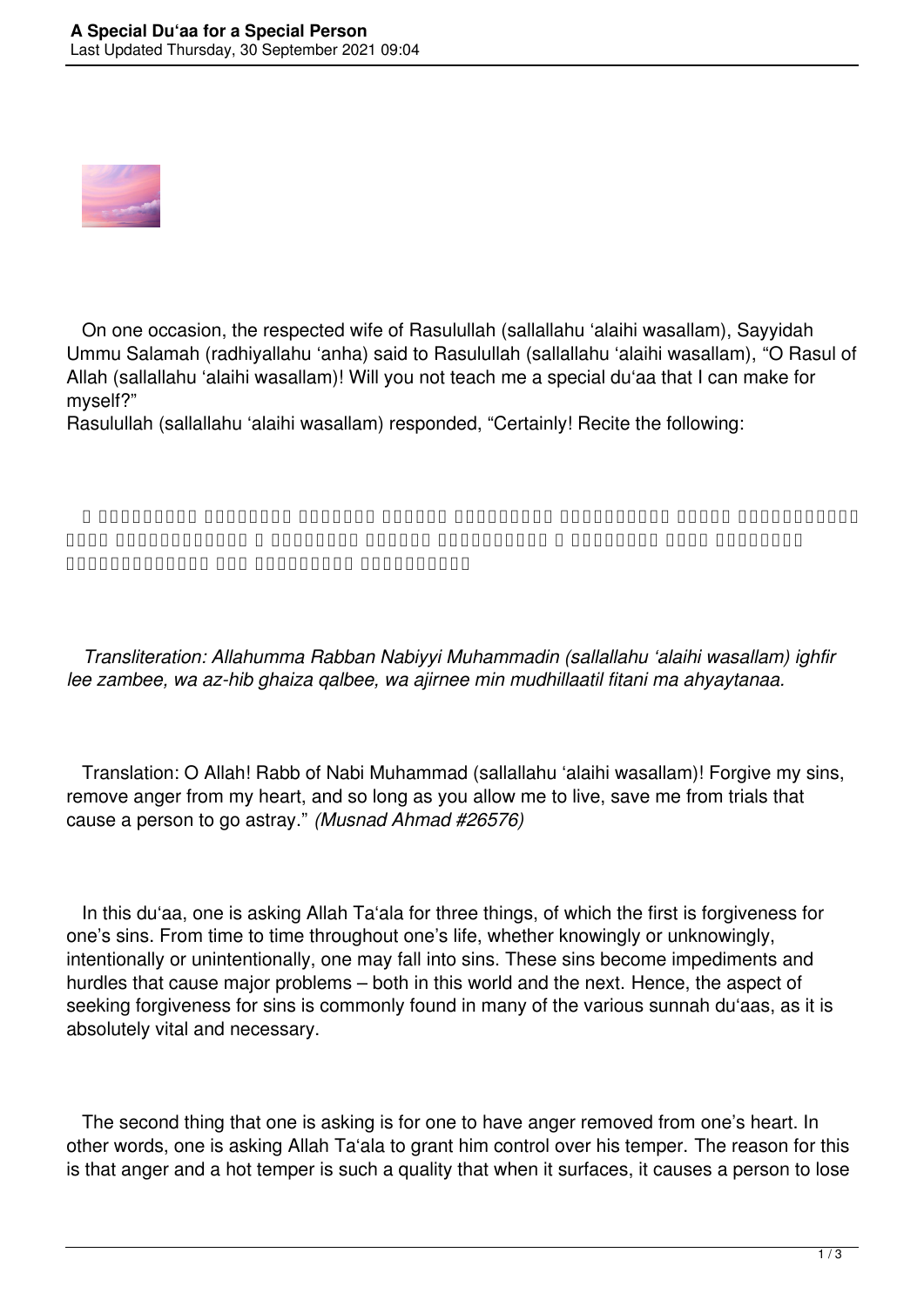On one occasion, the respected wife of Rasulullah (sallallahu ‘alaihi wasallam), Sayyidah Ummu Salamah (radhiyallahu ‘anha) said to Rasulullah (sallallahu ‘alaihi wasallam), “O Rasul of Allah (sallallahu ‘alaihi wasallam)! Will you not teach me a special du‘aa that I can make for myself?”

Rasulullah (sallallahu ‘alaihi wasallam) responded, “Certainly! Recite the following:

*Transliteration: Allahumma Rabban Nabiyyi Muhammadin (sallallahu ‘alaihi wasallam) ighfir lee zambee, wa az-hib ghaiza qalbee, wa ajirnee min mudhillaatil fitani ma ahyaytanaa.*

Translation: O Allah! Rabb of Nabi Muhammad (sallallahu ‘alaihi wasallam)! Forgive my sins, remove anger from my heart, and so long as you allow me to live, save me from trials that cause a person to go astray.” *(Musnad Ahmad #26576)*

In this du‘aa, one is asking Allah Ta‘ala for three things, of which the first is forgiveness for one’s sins. From time to time throughout one’s life, whether knowingly or unknowingly, intentionally or unintentionally, one may fall into sins. These sins become impediments and hurdles that cause major problems – both in this world and the next. Hence, the aspect of seeking forgiveness for sins is commonly found in many of the various sunnah du‘aas, as it is absolutely vital and necessary.

The second thing that one is asking is for one to have anger removed from one’s heart. In other words, one is asking Allah Ta‘ala to grant him control over his temper. The reason for this is that anger and a hot temper is such a quality that when it surfaces, it causes a person to lose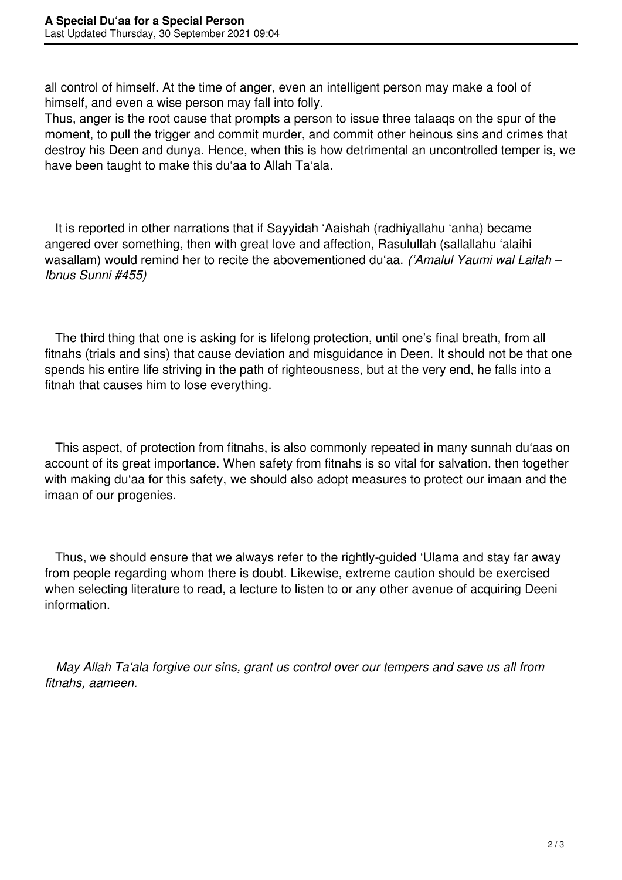all control of himself. At the time of anger, even an intelligent person may make a fool of himself, and even a wise person may fall into folly.

Thus, anger is the root cause that prompts a person to issue three talaaqs on the spur of the moment, to pull the trigger and commit murder, and commit other heinous sins and crimes that destroy his Deen and dunya. Hence, when this is how detrimental an uncontrolled temper is, we have been taught to make this du'aa to Allah Ta'ala.

It is reported in other narrations that if Sayyidah 'Aaishah (radhiyallahu 'anha) became angered over something, then with great love and affection, Rasulullah (sallallahu 'alaihi wasallam) would remind her to recite the abovementioned du'aa. *('Amalul Yaumi wal Lailah – Ibnus Sunni #455)*

The third thing that one is asking for is lifelong protection, until one's final breath, from all fitnahs (trials and sins) that cause deviation and misguidance in Deen. It should not be that one spends his entire life striving in the path of righteousness, but at the very end, he falls into a fitnah that causes him to lose everything.

This aspect, of protection from fitnahs, is also commonly repeated in many sunnah du'aas on account of its great importance. When safety from fitnahs is so vital for salvation, then together with making du'aa for this safety, we should also adopt measures to protect our imaan and the imaan of our progenies.

Thus, we should ensure that we always refer to the rightly-guided 'Ulama and stay far away from people regarding whom there is doubt. Likewise, extreme caution should be exercised when selecting literature to read, a lecture to listen to or any other avenue of acquiring Deeni information.

*May Allah Ta'ala forgive our sins, grant us control over our tempers and save us all from fitnahs, aameen.*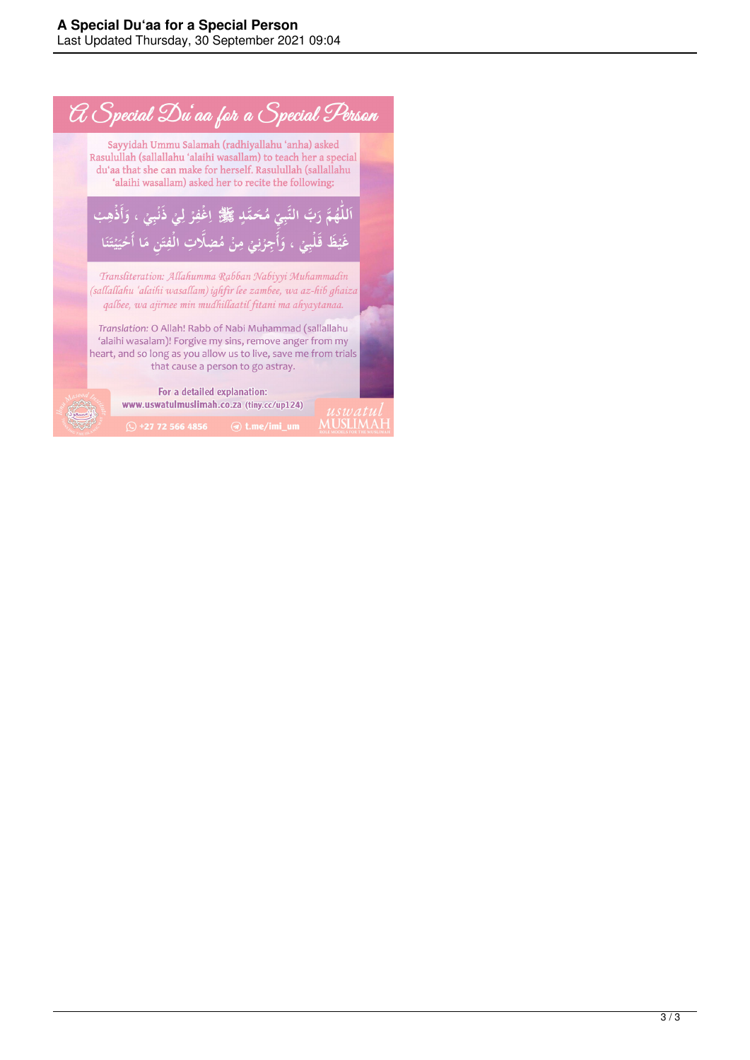# A Special Du'aa for a Special Person

Sayyidah Ummu Salamah (radhiyallahu 'anha) asked Rasulullah (sallallahu 'alaihi wasallam) to teach her a special du'aa that she can make for herself. Rasulullah (sallallahu 'alaihi wasallam) asked her to recite the following:

اَللّٰهُمَّ رَبَّ النَّبِيِّ مُحَمَّدٍ ﷺ اِغْفِرْ لِيْ ذَنْبِيْ ، وَأَذْهِبْ غَيْظَ قَلْبِيْ ، وَأَجِرْنِيْ مِنْ مُضِلَّاتِ الْفِتَنِ مَا أَحْيَيْتَنَا

*Transliteration: Allahumma Rabban Nabiyyi Muhammadin (sallallahu 'alaihi wasallam) ighfir lee zambee, wa az-hib ghaiza qalbee, wa ajirnee min mudhillaatil fitani ma ahyaytanaa.*

*Translation:* O Allah! Rabb of Nabi Muhammad (sallallahu 'alaihi wasalam)! Forgive my sins, remove anger from my heart, and so long as you allow us to live, save me from trials that cause a person to go astray.

For a detailed explanation:
www.uswatulmuslimah.co.za (tiny.cc/up124)

+27 72 566 4856 t.me/imi_um

uswatul MUSLIMAH